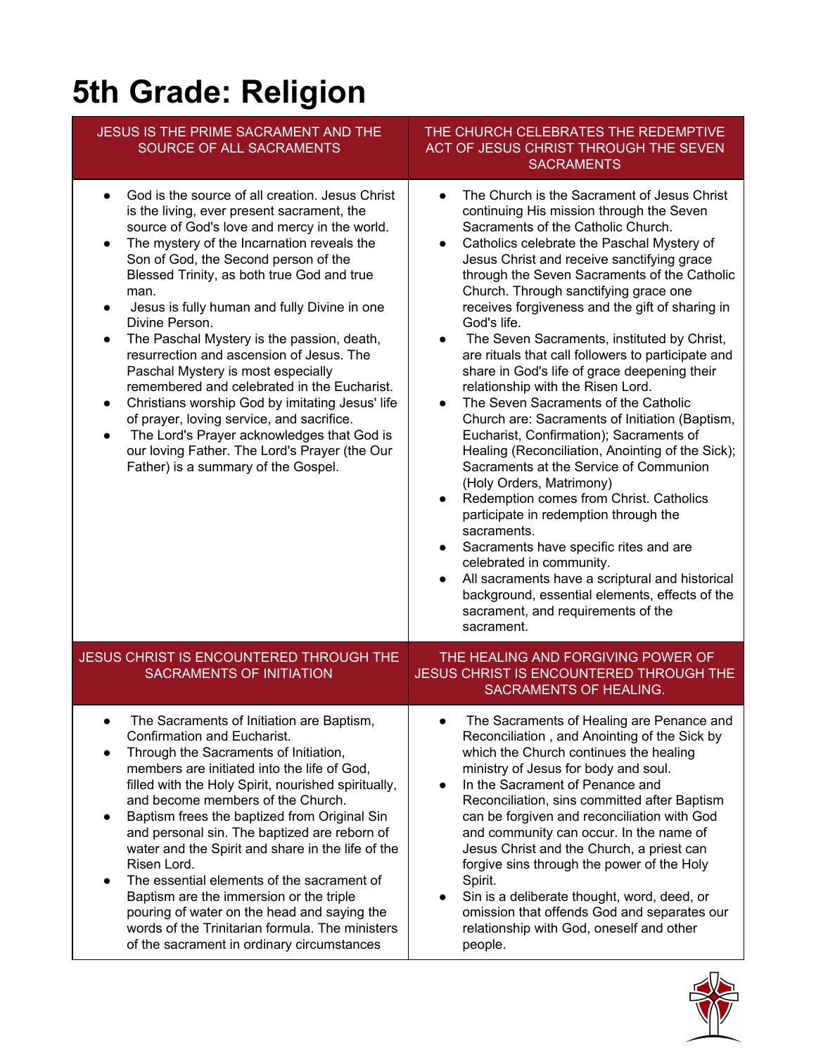# 5th Grade: Religion

| JESUS IS THE PRIME SACRAMENT AND THE SOURCE OF ALL SACRAMENTS | THE CHURCH CELEBRATES THE REDEMPTIVE ACT OF JESUS CHRIST THROUGH THE SEVEN SACRAMENTS |
|---|---|
| • God is the source of all creation. Jesus Christ is the living, ever present sacrament, the source of God's love and mercy in the world.<br>• The mystery of the Incarnation reveals the Son of God, the Second person of the Blessed Trinity, as both true God and true man.<br>• Jesus is fully human and fully Divine in one Divine Person.<br>• The Paschal Mystery is the passion, death, resurrection and ascension of Jesus. The Paschal Mystery is most especially remembered and celebrated in the Eucharist.<br>• Christians worship God by imitating Jesus' life of prayer, loving service, and sacrifice.<br>• The Lord's Prayer acknowledges that God is our loving Father. The Lord's Prayer (the Our Father) is a summary of the Gospel. | • The Church is the Sacrament of Jesus Christ continuing His mission through the Seven Sacraments of the Catholic Church.<br>• Catholics celebrate the Paschal Mystery of Jesus Christ and receive sanctifying grace through the Seven Sacraments of the Catholic Church. Through sanctifying grace one receives forgiveness and the gift of sharing in God's life.<br>• The Seven Sacraments, instituted by Christ, are rituals that call followers to participate and share in God's life of grace deepening their relationship with the Risen Lord.<br>• The Seven Sacraments of the Catholic Church are: Sacraments of Initiation (Baptism, Eucharist, Confirmation); Sacraments of Healing (Reconciliation, Anointing of the Sick); Sacraments at the Service of Communion (Holy Orders, Matrimony)<br>• Redemption comes from Christ. Catholics participate in redemption through the sacraments.<br>• Sacraments have specific rites and are celebrated in community.<br>• All sacraments have a scriptural and historical background, essential elements, effects of the sacrament, and requirements of the sacrament. |
| **JESUS CHRIST IS ENCOUNTERED THROUGH THE SACRAMENTS OF INITIATION** | **THE HEALING AND FORGIVING POWER OF JESUS CHRIST IS ENCOUNTERED THROUGH THE SACRAMENTS OF HEALING.** |
| • The Sacraments of Initiation are Baptism, Confirmation and Eucharist.<br>• Through the Sacraments of Initiation, members are initiated into the life of God, filled with the Holy Spirit, nourished spiritually, and become members of the Church.<br>• Baptism frees the baptized from Original Sin and personal sin. The baptized are reborn of water and the Spirit and share in the life of the Risen Lord.<br>• The essential elements of the sacrament of Baptism are the immersion or the triple pouring of water on the head and saying the words of the Trinitarian formula. The ministers of the sacrament in ordinary circumstances | • The Sacraments of Healing are Penance and Reconciliation , and Anointing of the Sick by which the Church continues the healing ministry of Jesus for body and soul.<br>• In the Sacrament of Penance and Reconciliation, sins committed after Baptism can be forgiven and reconciliation with God and community can occur. In the name of Jesus Christ and the Church, a priest can forgive sins through the power of the Holy Spirit.<br>• Sin is a deliberate thought, word, deed, or omission that offends God and separates our relationship with God, oneself and other people. |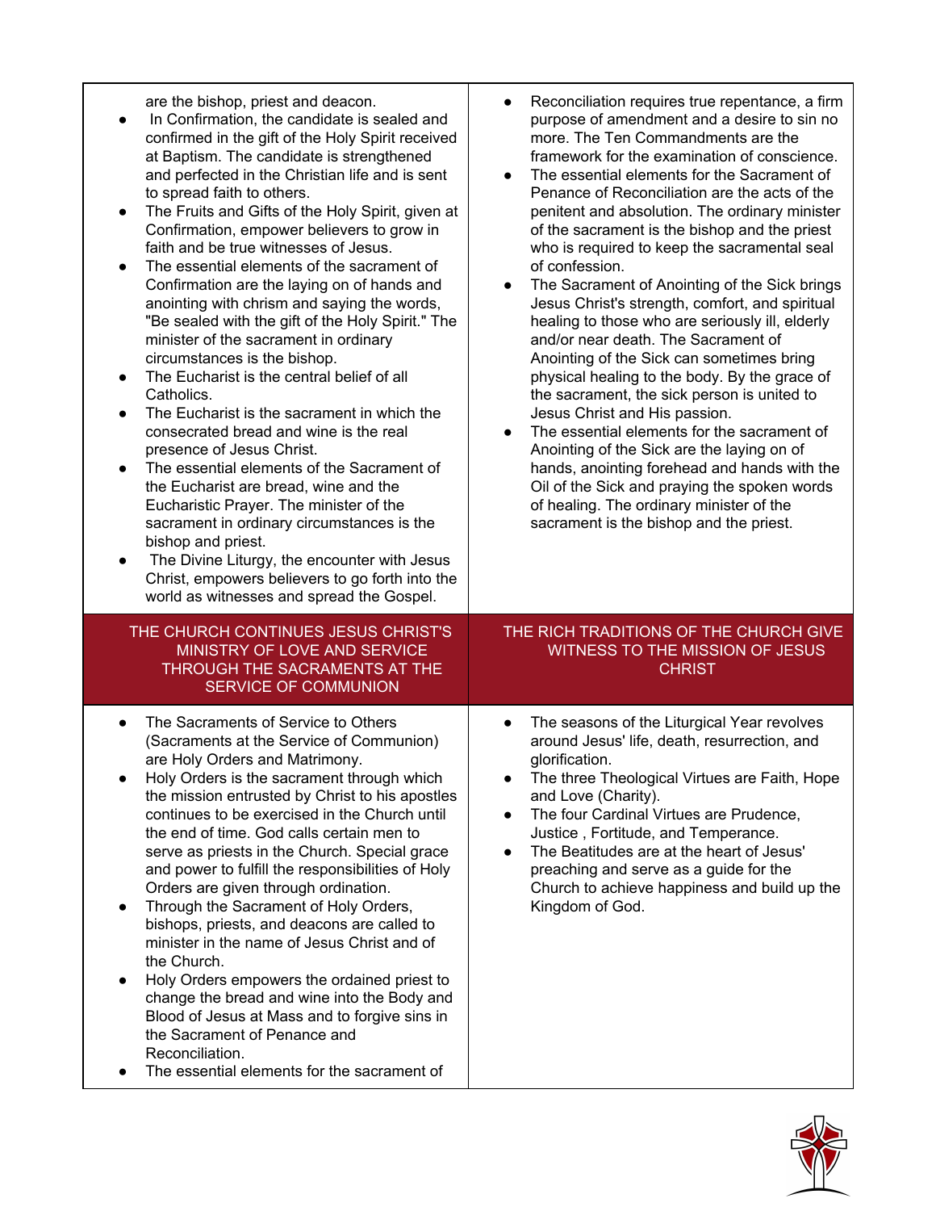are the bishop, priest and deacon.

- In Confirmation, the candidate is sealed and confirmed in the gift of the Holy Spirit received at Baptism. The candidate is strengthened and perfected in the Christian life and is sent to spread faith to others.
- The Fruits and Gifts of the Holy Spirit, given at Confirmation, empower believers to grow in faith and be true witnesses of Jesus.
- The essential elements of the sacrament of Confirmation are the laying on of hands and anointing with chrism and saying the words, "Be sealed with the gift of the Holy Spirit." The minister of the sacrament in ordinary circumstances is the bishop.
- The Eucharist is the central belief of all Catholics.
- The Eucharist is the sacrament in which the consecrated bread and wine is the real presence of Jesus Christ.
- The essential elements of the Sacrament of the Eucharist are bread, wine and the Eucharistic Prayer. The minister of the sacrament in ordinary circumstances is the bishop and priest.
- The Divine Liturgy, the encounter with Jesus Christ, empowers believers to go forth into the world as witnesses and spread the Gospel.

- Reconciliation requires true repentance, a firm purpose of amendment and a desire to sin no more. The Ten Commandments are the framework for the examination of conscience.
- The essential elements for the Sacrament of Penance of Reconciliation are the acts of the penitent and absolution. The ordinary minister of the sacrament is the bishop and the priest who is required to keep the sacramental seal of confession.
- The Sacrament of Anointing of the Sick brings Jesus Christ's strength, comfort, and spiritual healing to those who are seriously ill, elderly and/or near death. The Sacrament of Anointing of the Sick can sometimes bring physical healing to the body. By the grace of the sacrament, the sick person is united to Jesus Christ and His passion.
- The essential elements for the sacrament of Anointing of the Sick are the laying on of hands, anointing forehead and hands with the Oil of the Sick and praying the spoken words of healing. The ordinary minister of the sacrament is the bishop and the priest.

## THE CHURCH CONTINUES JESUS CHRIST'S MINISTRY OF LOVE AND SERVICE THROUGH THE SACRAMENTS AT THE SERVICE OF COMMUNION

- The Sacraments of Service to Others (Sacraments at the Service of Communion) are Holy Orders and Matrimony.
- Holy Orders is the sacrament through which the mission entrusted by Christ to his apostles continues to be exercised in the Church until the end of time. God calls certain men to serve as priests in the Church. Special grace and power to fulfill the responsibilities of Holy Orders are given through ordination.
- Through the Sacrament of Holy Orders, bishops, priests, and deacons are called to minister in the name of Jesus Christ and of the Church.
- Holy Orders empowers the ordained priest to change the bread and wine into the Body and Blood of Jesus at Mass and to forgive sins in the Sacrament of Penance and Reconciliation.
- The essential elements for the sacrament of

## THE RICH TRADITIONS OF THE CHURCH GIVE WITNESS TO THE MISSION OF JESUS CHRIST

- The seasons of the Liturgical Year revolves around Jesus' life, death, resurrection, and glorification.
- The three Theological Virtues are Faith, Hope and Love (Charity).
- The four Cardinal Virtues are Prudence, Justice , Fortitude, and Temperance.
- The Beatitudes are at the heart of Jesus' preaching and serve as a guide for the Church to achieve happiness and build up the Kingdom of God.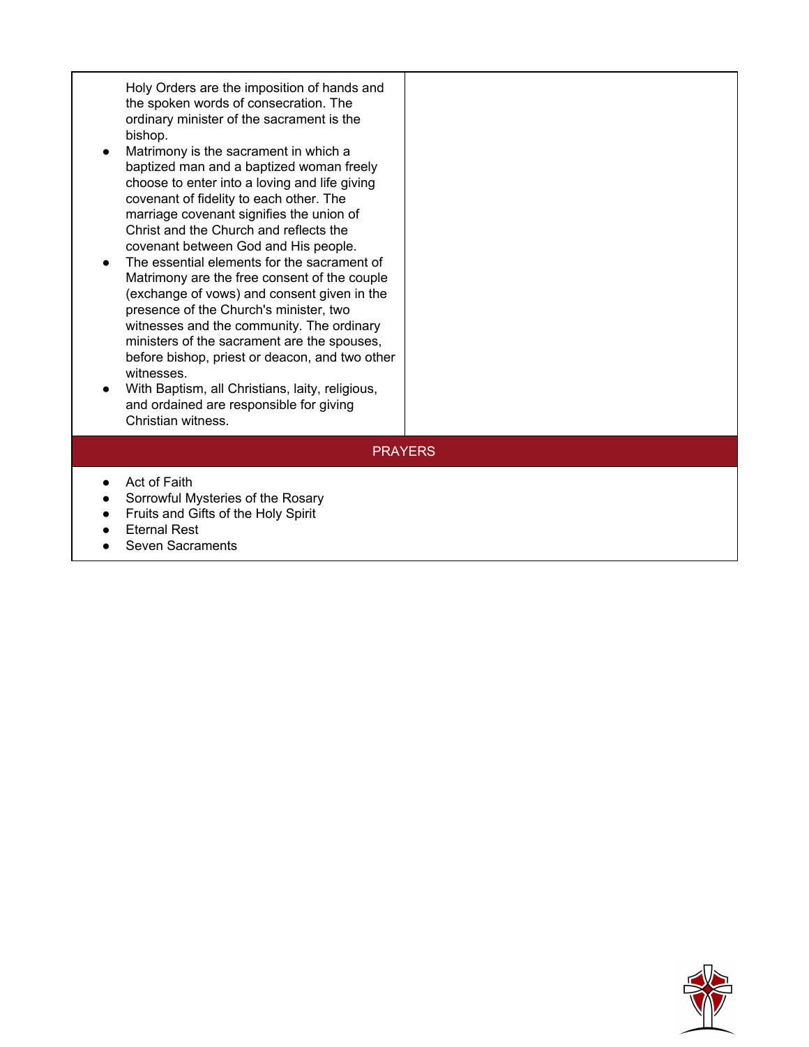| | |
|---|---|
| Holy Orders are the imposition of hands and the spoken words of consecration. The ordinary minister of the sacrament is the bishop.<br>• Matrimony is the sacrament in which a baptized man and a baptized woman freely choose to enter into a loving and life giving covenant of fidelity to each other. The marriage covenant signifies the union of Christ and the Church and reflects the covenant between God and His people.<br>• The essential elements for the sacrament of Matrimony are the free consent of the couple (exchange of vows) and consent given in the presence of the Church's minister, two witnesses and the community. The ordinary ministers of the sacrament are the spouses, before bishop, priest or deacon, and two other witnesses.<br>• With Baptism, all Christians, laity, religious, and ordained are responsible for giving Christian witness. | |

## PRAYERS

- Act of Faith
- Sorrowful Mysteries of the Rosary
- Fruits and Gifts of the Holy Spirit
- Eternal Rest
- Seven Sacraments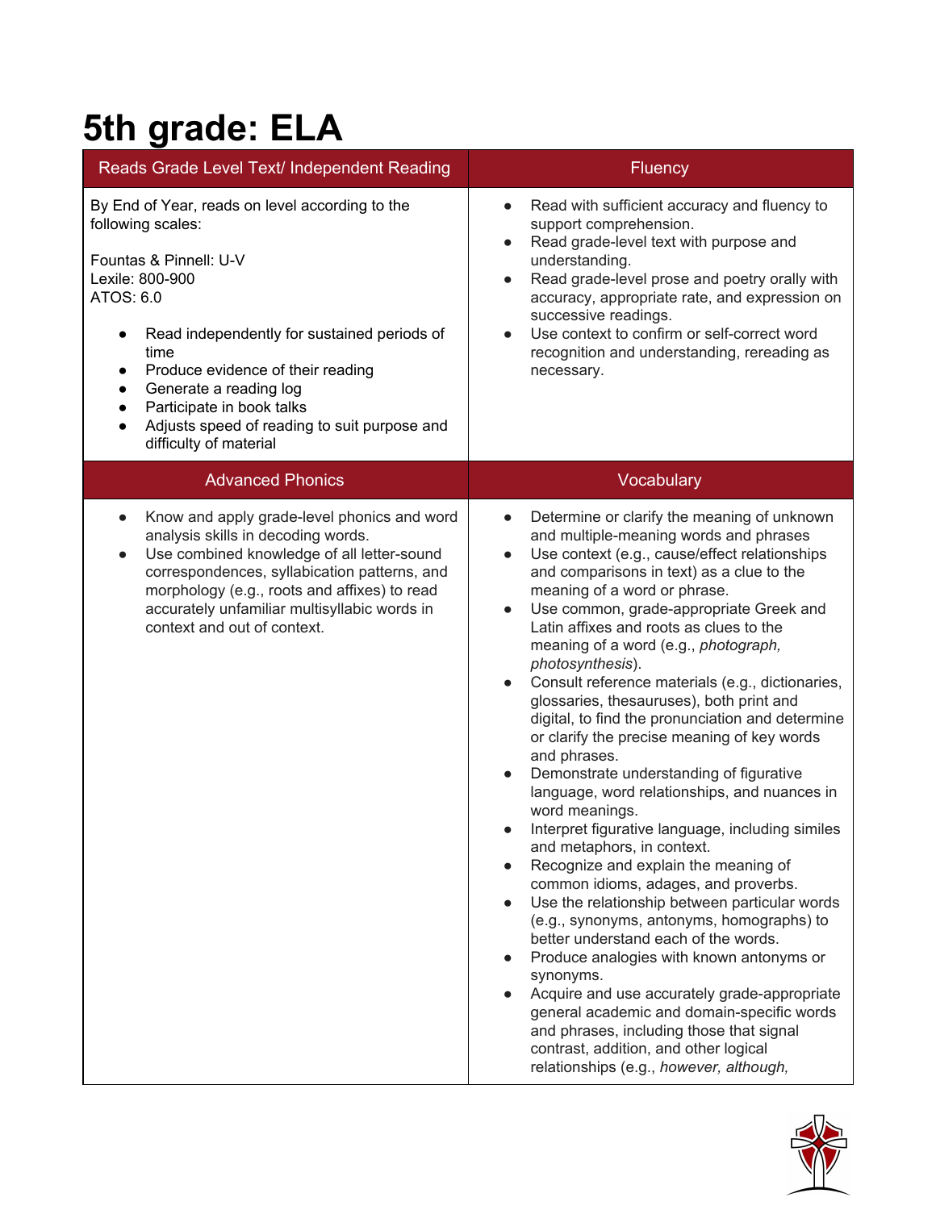# 5th grade: ELA

| Reads Grade Level Text/ Independent Reading | Fluency |
|---|---|
| By End of Year, reads on level according to the following scales:<br><br>Fountas & Pinnell: U-V<br>Lexile: 800-900<br>ATOS: 6.0<br><br>● Read independently for sustained periods of time<br>● Produce evidence of their reading<br>● Generate a reading log<br>● Participate in book talks<br>● Adjusts speed of reading to suit purpose and difficulty of material | ● Read with sufficient accuracy and fluency to support comprehension.<br>● Read grade-level text with purpose and understanding.<br>● Read grade-level prose and poetry orally with accuracy, appropriate rate, and expression on successive readings.<br>● Use context to confirm or self-correct word recognition and understanding, rereading as necessary. |
| **Advanced Phonics** | **Vocabulary** |
| ● Know and apply grade-level phonics and word analysis skills in decoding words.<br>● Use combined knowledge of all letter-sound correspondences, syllabication patterns, and morphology (e.g., roots and affixes) to read accurately unfamiliar multisyllabic words in context and out of context. | ● Determine or clarify the meaning of unknown and multiple-meaning words and phrases<br>● Use context (e.g., cause/effect relationships and comparisons in text) as a clue to the meaning of a word or phrase.<br>● Use common, grade-appropriate Greek and Latin affixes and roots as clues to the meaning of a word (e.g., *photograph, photosynthesis*).<br>● Consult reference materials (e.g., dictionaries, glossaries, thesauruses), both print and digital, to find the pronunciation and determine or clarify the precise meaning of key words and phrases.<br>● Demonstrate understanding of figurative language, word relationships, and nuances in word meanings.<br>● Interpret figurative language, including similes and metaphors, in context.<br>● Recognize and explain the meaning of common idioms, adages, and proverbs.<br>● Use the relationship between particular words (e.g., synonyms, antonyms, homographs) to better understand each of the words.<br>● Produce analogies with known antonyms or synonyms.<br>● Acquire and use accurately grade-appropriate general academic and domain-specific words and phrases, including those that signal contrast, addition, and other logical relationships (e.g., *however, although,* |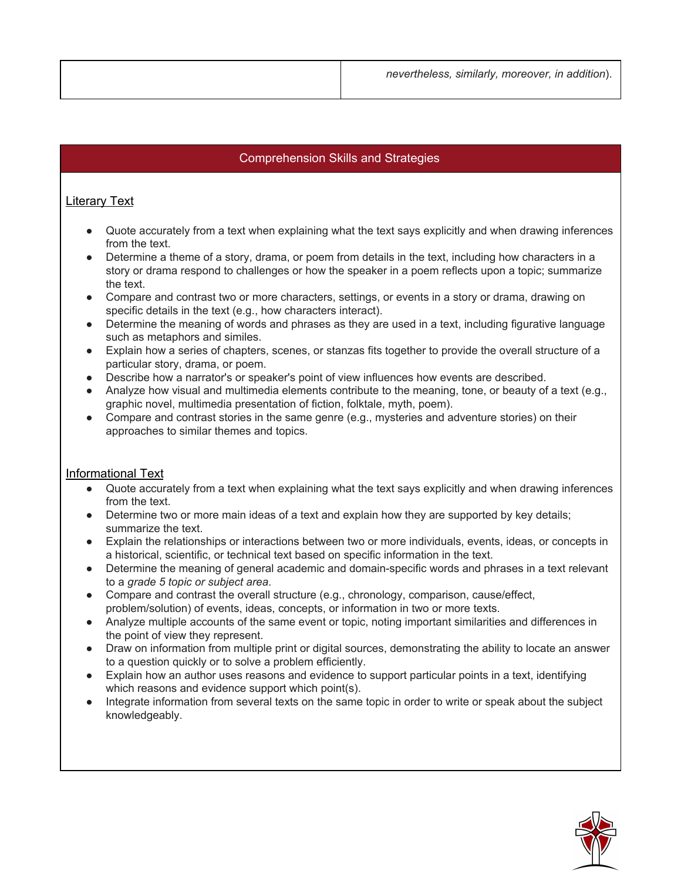| | |
|---|---|
| | *nevertheless, similarly, moreover, in addition*). |

## Comprehension Skills and Strategies

### Literary Text

- Quote accurately from a text when explaining what the text says explicitly and when drawing inferences from the text.
- Determine a theme of a story, drama, or poem from details in the text, including how characters in a story or drama respond to challenges or how the speaker in a poem reflects upon a topic; summarize the text.
- Compare and contrast two or more characters, settings, or events in a story or drama, drawing on specific details in the text (e.g., how characters interact).
- Determine the meaning of words and phrases as they are used in a text, including figurative language such as metaphors and similes.
- Explain how a series of chapters, scenes, or stanzas fits together to provide the overall structure of a particular story, drama, or poem.
- Describe how a narrator's or speaker's point of view influences how events are described.
- Analyze how visual and multimedia elements contribute to the meaning, tone, or beauty of a text (e.g., graphic novel, multimedia presentation of fiction, folktale, myth, poem).
- Compare and contrast stories in the same genre (e.g., mysteries and adventure stories) on their approaches to similar themes and topics.

### Informational Text

- Quote accurately from a text when explaining what the text says explicitly and when drawing inferences from the text.
- Determine two or more main ideas of a text and explain how they are supported by key details; summarize the text.
- Explain the relationships or interactions between two or more individuals, events, ideas, or concepts in a historical, scientific, or technical text based on specific information in the text.
- Determine the meaning of general academic and domain-specific words and phrases in a text relevant to a *grade 5 topic or subject area*.
- Compare and contrast the overall structure (e.g., chronology, comparison, cause/effect, problem/solution) of events, ideas, concepts, or information in two or more texts.
- Analyze multiple accounts of the same event or topic, noting important similarities and differences in the point of view they represent.
- Draw on information from multiple print or digital sources, demonstrating the ability to locate an answer to a question quickly or to solve a problem efficiently.
- Explain how an author uses reasons and evidence to support particular points in a text, identifying which reasons and evidence support which point(s).
- Integrate information from several texts on the same topic in order to write or speak about the subject knowledgeably.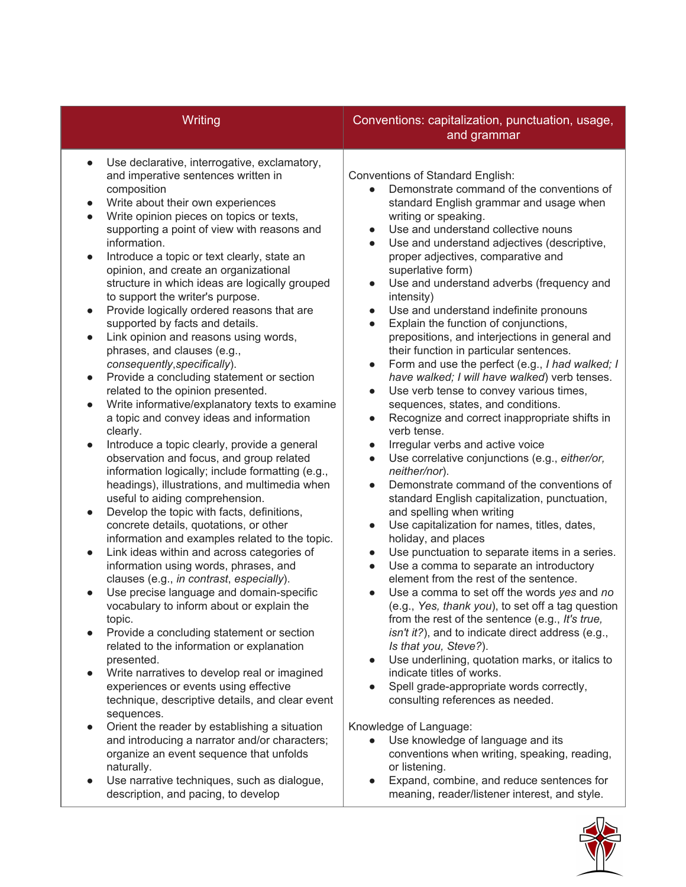| Writing | Conventions: capitalization, punctuation, usage, and grammar |
|---|---|
| • Use declarative, interrogative, exclamatory, and imperative sentences written in composition<br>• Write about their own experiences<br>• Write opinion pieces on topics or texts, supporting a point of view with reasons and information.<br>• Introduce a topic or text clearly, state an opinion, and create an organizational structure in which ideas are logically grouped to support the writer's purpose.<br>• Provide logically ordered reasons that are supported by facts and details.<br>• Link opinion and reasons using words, phrases, and clauses (e.g., *consequently*,*specifically*).<br>• Provide a concluding statement or section related to the opinion presented.<br>• Write informative/explanatory texts to examine a topic and convey ideas and information clearly.<br>• Introduce a topic clearly, provide a general observation and focus, and group related information logically; include formatting (e.g., headings), illustrations, and multimedia when useful to aiding comprehension.<br>• Develop the topic with facts, definitions, concrete details, quotations, or other information and examples related to the topic.<br>• Link ideas within and across categories of information using words, phrases, and clauses (e.g., *in contrast*, *especially*).<br>• Use precise language and domain-specific vocabulary to inform about or explain the topic.<br>• Provide a concluding statement or section related to the information or explanation presented.<br>• Write narratives to develop real or imagined experiences or events using effective technique, descriptive details, and clear event sequences.<br>• Orient the reader by establishing a situation and introducing a narrator and/or characters; organize an event sequence that unfolds naturally.<br>• Use narrative techniques, such as dialogue, description, and pacing, to develop | Conventions of Standard English:<br>• Demonstrate command of the conventions of standard English grammar and usage when writing or speaking.<br>• Use and understand collective nouns<br>• Use and understand adjectives (descriptive, proper adjectives, comparative and superlative form)<br>• Use and understand adverbs (frequency and intensity)<br>• Use and understand indefinite pronouns<br>• Explain the function of conjunctions, prepositions, and interjections in general and their function in particular sentences.<br>• Form and use the perfect (e.g., *I had walked; I have walked; I will have walked*) verb tenses.<br>• Use verb tense to convey various times, sequences, states, and conditions.<br>• Recognize and correct inappropriate shifts in verb tense.<br>• Irregular verbs and active voice<br>• Use correlative conjunctions (e.g., *either/or, neither/nor*).<br>• Demonstrate command of the conventions of standard English capitalization, punctuation, and spelling when writing<br>• Use capitalization for names, titles, dates, holiday, and places<br>• Use punctuation to separate items in a series.<br>• Use a comma to separate an introductory element from the rest of the sentence.<br>• Use a comma to set off the words *yes* and *no* (e.g., *Yes, thank you*), to set off a tag question from the rest of the sentence (e.g., *It's true, isn't it?*), and to indicate direct address (e.g., *Is that you, Steve?*).<br>• Use underlining, quotation marks, or italics to indicate titles of works.<br>• Spell grade-appropriate words correctly, consulting references as needed.<br><br>Knowledge of Language:<br>• Use knowledge of language and its conventions when writing, speaking, reading, or listening.<br>• Expand, combine, and reduce sentences for meaning, reader/listener interest, and style. |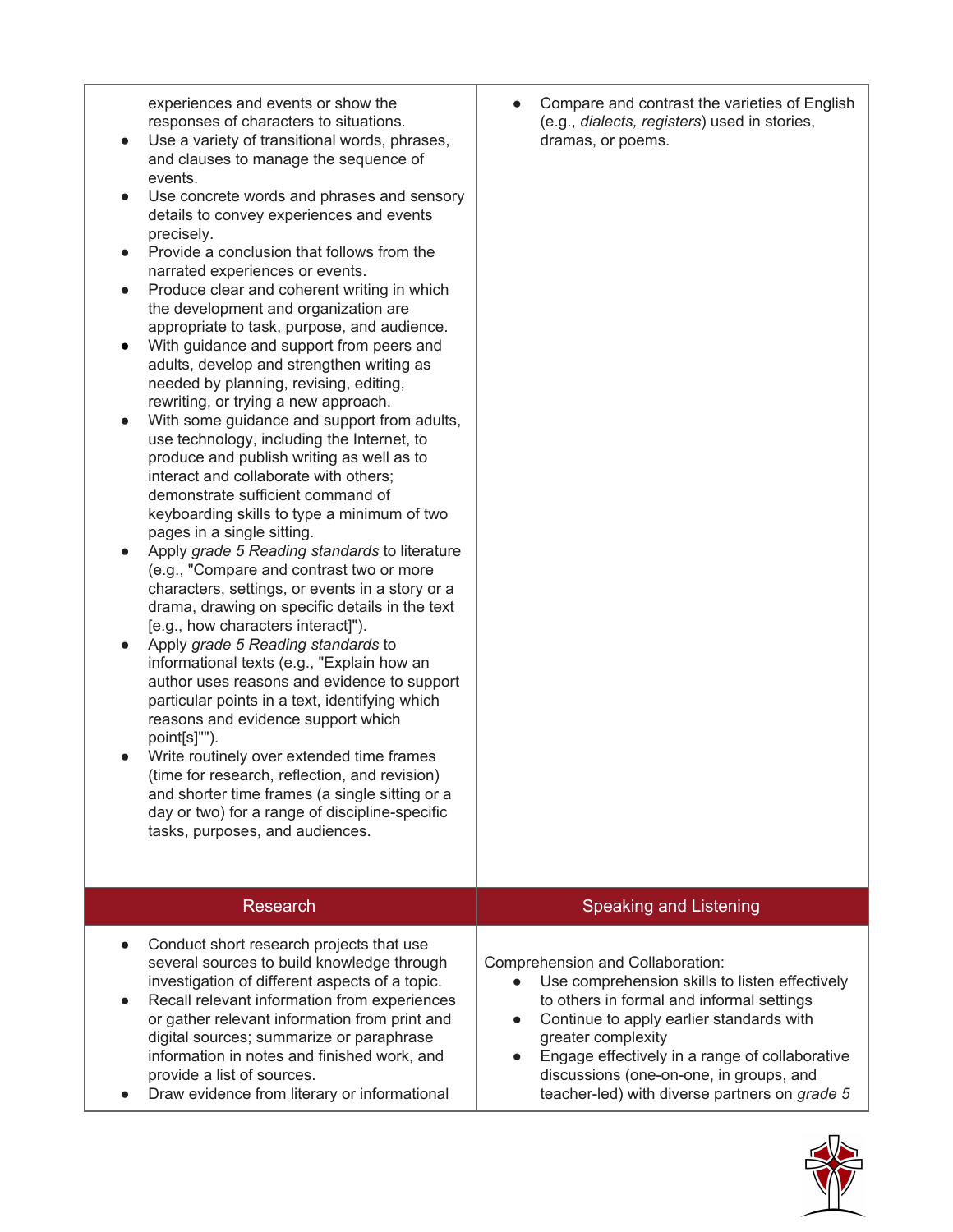| | |
|---|---|
| experiences and events or show the responses of characters to situations.<br>• Use a variety of transitional words, phrases, and clauses to manage the sequence of events.<br>• Use concrete words and phrases and sensory details to convey experiences and events precisely.<br>• Provide a conclusion that follows from the narrated experiences or events.<br>• Produce clear and coherent writing in which the development and organization are appropriate to task, purpose, and audience.<br>• With guidance and support from peers and adults, develop and strengthen writing as needed by planning, revising, editing, rewriting, or trying a new approach.<br>• With some guidance and support from adults, use technology, including the Internet, to produce and publish writing as well as to interact and collaborate with others; demonstrate sufficient command of keyboarding skills to type a minimum of two pages in a single sitting.<br>• Apply *grade 5 Reading standards* to literature (e.g., "Compare and contrast two or more characters, settings, or events in a story or a drama, drawing on specific details in the text [e.g., how characters interact]").<br>• Apply *grade 5 Reading standards* to informational texts (e.g., "Explain how an author uses reasons and evidence to support particular points in a text, identifying which reasons and evidence support which point[s]"").<br>• Write routinely over extended time frames (time for research, reflection, and revision) and shorter time frames (a single sitting or a day or two) for a range of discipline-specific tasks, purposes, and audiences. | • Compare and contrast the varieties of English (e.g., *dialects, registers*) used in stories, dramas, or poems. |
| **Research** | **Speaking and Listening** |
| • Conduct short research projects that use several sources to build knowledge through investigation of different aspects of a topic.<br>• Recall relevant information from experiences or gather relevant information from print and digital sources; summarize or paraphrase information in notes and finished work, and provide a list of sources.<br>• Draw evidence from literary or informational | Comprehension and Collaboration:<br>• Use comprehension skills to listen effectively to others in formal and informal settings<br>• Continue to apply earlier standards with greater complexity<br>• Engage effectively in a range of collaborative discussions (one-on-one, in groups, and teacher-led) with diverse partners on *grade 5* |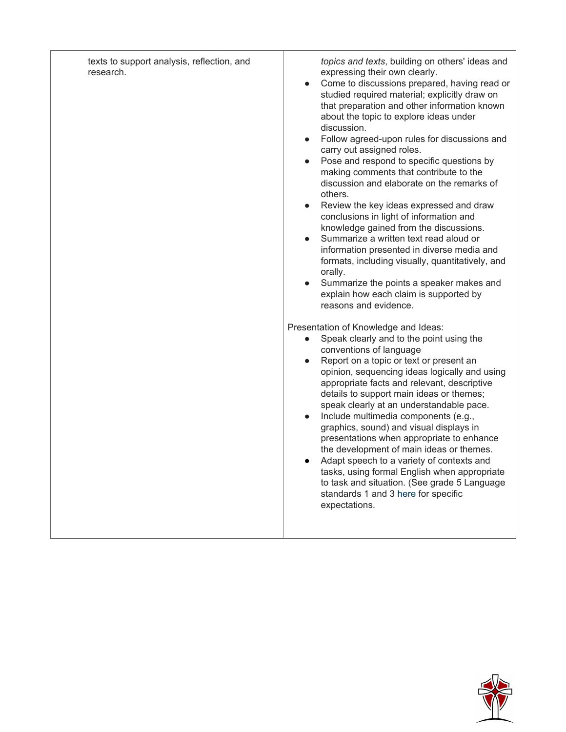| | |
|---|---|
| texts to support analysis, reflection, and research. | *topics and texts*, building on others' ideas and expressing their own clearly.<br>• Come to discussions prepared, having read or studied required material; explicitly draw on that preparation and other information known about the topic to explore ideas under discussion.<br>• Follow agreed-upon rules for discussions and carry out assigned roles.<br>• Pose and respond to specific questions by making comments that contribute to the discussion and elaborate on the remarks of others.<br>• Review the key ideas expressed and draw conclusions in light of information and knowledge gained from the discussions.<br>• Summarize a written text read aloud or information presented in diverse media and formats, including visually, quantitatively, and orally.<br>• Summarize the points a speaker makes and explain how each claim is supported by reasons and evidence.<br><br>Presentation of Knowledge and Ideas:<br>• Speak clearly and to the point using the conventions of language<br>• Report on a topic or text or present an opinion, sequencing ideas logically and using appropriate facts and relevant, descriptive details to support main ideas or themes; speak clearly at an understandable pace.<br>• Include multimedia components (e.g., graphics, sound) and visual displays in presentations when appropriate to enhance the development of main ideas or themes.<br>• Adapt speech to a variety of contexts and tasks, using formal English when appropriate to task and situation. (See grade 5 Language standards 1 and 3 here for specific expectations. |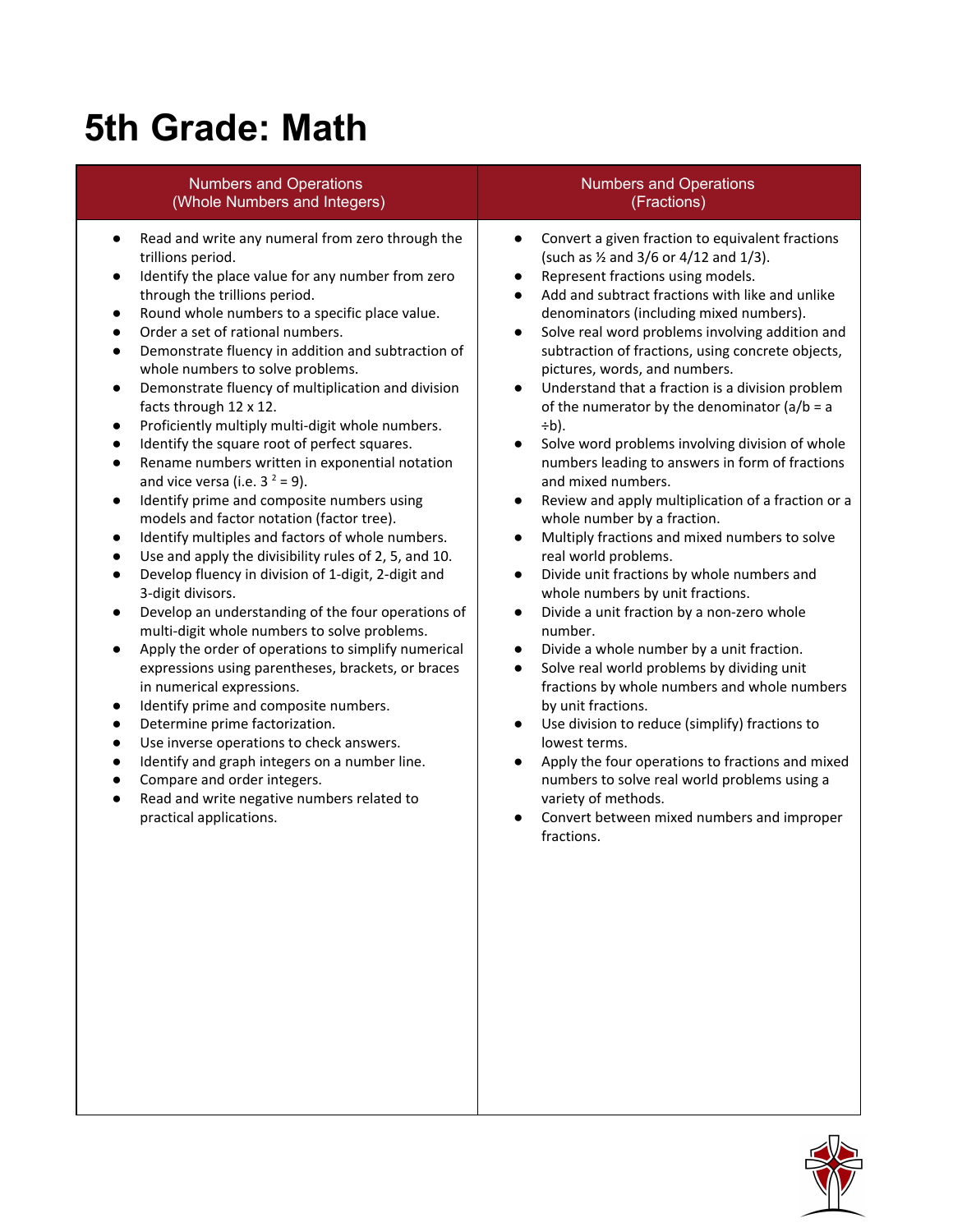# 5th Grade: Math

| Numbers and Operations (Whole Numbers and Integers) | Numbers and Operations (Fractions) |
|---|---|
| • Read and write any numeral from zero through the trillions period.<br>• Identify the place value for any number from zero through the trillions period.<br>• Round whole numbers to a specific place value.<br>• Order a set of rational numbers.<br>• Demonstrate fluency in addition and subtraction of whole numbers to solve problems.<br>• Demonstrate fluency of multiplication and division facts through 12 x 12.<br>• Proficiently multiply multi-digit whole numbers.<br>• Identify the square root of perfect squares.<br>• Rename numbers written in exponential notation and vice versa (i.e. $3^2 = 9$).<br>• Identify prime and composite numbers using models and factor notation (factor tree).<br>• Identify multiples and factors of whole numbers.<br>• Use and apply the divisibility rules of 2, 5, and 10.<br>• Develop fluency in division of 1-digit, 2-digit and 3-digit divisors.<br>• Develop an understanding of the four operations of multi-digit whole numbers to solve problems.<br>• Apply the order of operations to simplify numerical expressions using parentheses, brackets, or braces in numerical expressions.<br>• Identify prime and composite numbers.<br>• Determine prime factorization.<br>• Use inverse operations to check answers.<br>• Identify and graph integers on a number line.<br>• Compare and order integers.<br>• Read and write negative numbers related to practical applications. | • Convert a given fraction to equivalent fractions (such as ½ and 3/6 or 4/12 and 1/3).<br>• Represent fractions using models.<br>• Add and subtract fractions with like and unlike denominators (including mixed numbers).<br>• Solve real word problems involving addition and subtraction of fractions, using concrete objects, pictures, words, and numbers.<br>• Understand that a fraction is a division problem of the numerator by the denominator ($a/b = a \div b$).<br>• Solve word problems involving division of whole numbers leading to answers in form of fractions and mixed numbers.<br>• Review and apply multiplication of a fraction or a whole number by a fraction.<br>• Multiply fractions and mixed numbers to solve real world problems.<br>• Divide unit fractions by whole numbers and whole numbers by unit fractions.<br>• Divide a unit fraction by a non-zero whole number.<br>• Divide a whole number by a unit fraction.<br>• Solve real world problems by dividing unit fractions by whole numbers and whole numbers by unit fractions.<br>• Use division to reduce (simplify) fractions to lowest terms.<br>• Apply the four operations to fractions and mixed numbers to solve real world problems using a variety of methods.<br>• Convert between mixed numbers and improper fractions. |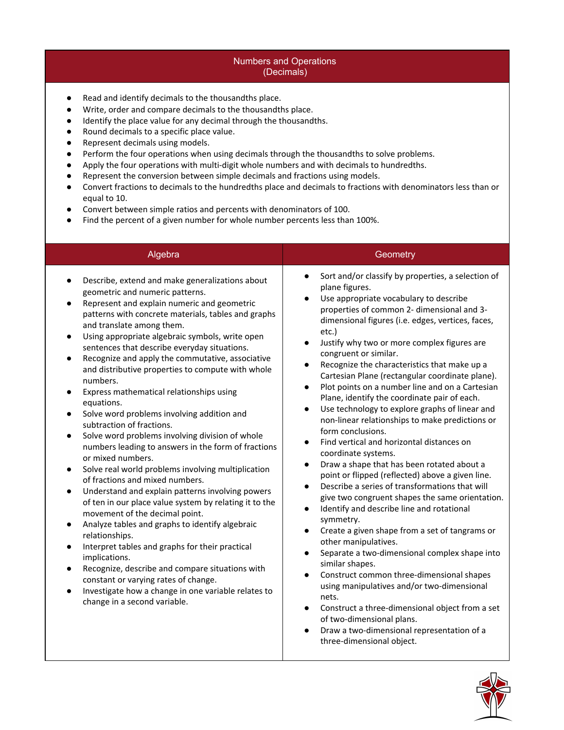## Numbers and Operations (Decimals)

- Read and identify decimals to the thousandths place.
- Write, order and compare decimals to the thousandths place.
- Identify the place value for any decimal through the thousandths.
- Round decimals to a specific place value.
- Represent decimals using models.
- Perform the four operations when using decimals through the thousandths to solve problems.
- Apply the four operations with multi-digit whole numbers and with decimals to hundredths.
- Represent the conversion between simple decimals and fractions using models.
- Convert fractions to decimals to the hundredths place and decimals to fractions with denominators less than or equal to 10.
- Convert between simple ratios and percents with denominators of 100.
- Find the percent of a given number for whole number percents less than 100%.

## Algebra

- Describe, extend and make generalizations about geometric and numeric patterns.
- Represent and explain numeric and geometric patterns with concrete materials, tables and graphs and translate among them.
- Using appropriate algebraic symbols, write open sentences that describe everyday situations.
- Recognize and apply the commutative, associative and distributive properties to compute with whole numbers.
- Express mathematical relationships using equations.
- Solve word problems involving addition and subtraction of fractions.
- Solve word problems involving division of whole numbers leading to answers in the form of fractions or mixed numbers.
- Solve real world problems involving multiplication of fractions and mixed numbers.
- Understand and explain patterns involving powers of ten in our place value system by relating it to the movement of the decimal point.
- Analyze tables and graphs to identify algebraic relationships.
- Interpret tables and graphs for their practical implications.
- Recognize, describe and compare situations with constant or varying rates of change.
- Investigate how a change in one variable relates to change in a second variable.

## Geometry

- Sort and/or classify by properties, a selection of plane figures.
- Use appropriate vocabulary to describe properties of common 2- dimensional and 3-dimensional figures (i.e. edges, vertices, faces, etc.)
- Justify why two or more complex figures are congruent or similar.
- Recognize the characteristics that make up a Cartesian Plane (rectangular coordinate plane).
- Plot points on a number line and on a Cartesian Plane, identify the coordinate pair of each.
- Use technology to explore graphs of linear and non-linear relationships to make predictions or form conclusions.
- Find vertical and horizontal distances on coordinate systems.
- Draw a shape that has been rotated about a point or flipped (reflected) above a given line.
- Describe a series of transformations that will give two congruent shapes the same orientation.
- Identify and describe line and rotational symmetry.
- Create a given shape from a set of tangrams or other manipulatives.
- Separate a two-dimensional complex shape into similar shapes.
- Construct common three-dimensional shapes using manipulatives and/or two-dimensional nets.
- Construct a three-dimensional object from a set of two-dimensional plans.
- Draw a two-dimensional representation of a three-dimensional object.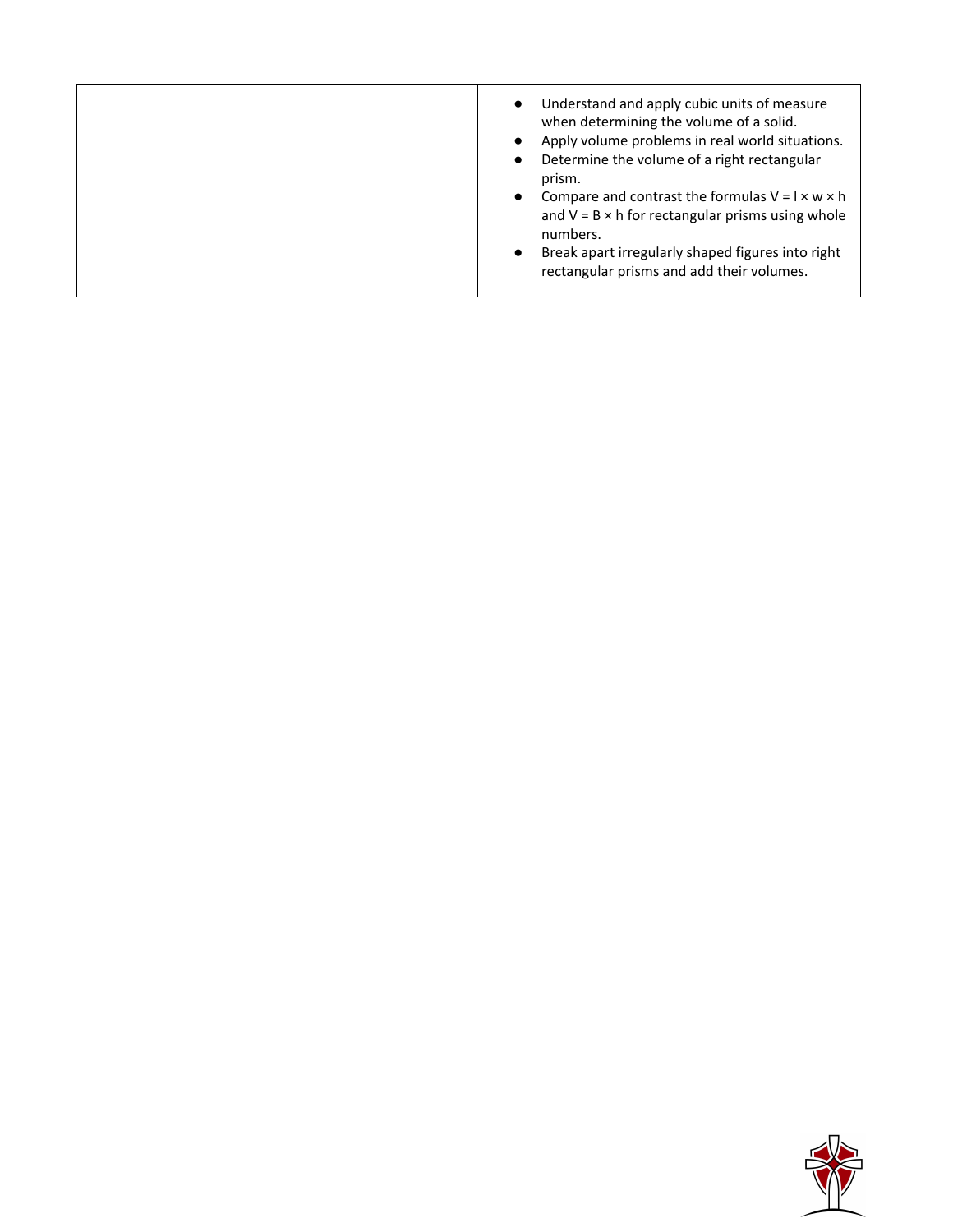| | |
|---|---|
| | <ul><li>Understand and apply cubic units of measure when determining the volume of a solid.</li><li>Apply volume problems in real world situations.</li><li>Determine the volume of a right rectangular prism.</li><li>Compare and contrast the formulas $V = l \times w \times h$ and $V = B \times h$ for rectangular prisms using whole numbers.</li><li>Break apart irregularly shaped figures into right rectangular prisms and add their volumes.</li></ul> |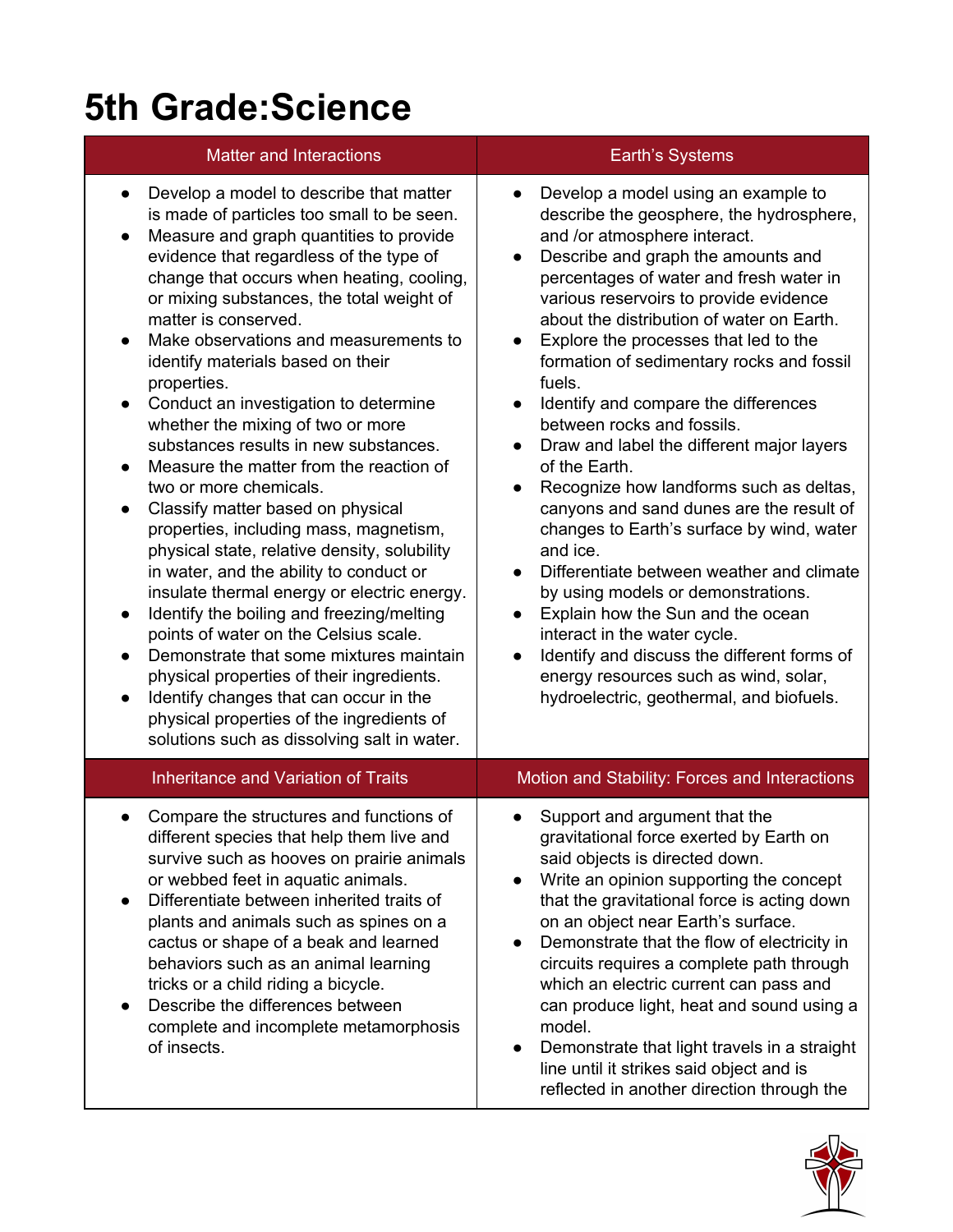# 5th Grade:Science

| Matter and Interactions | Earth's Systems |
|---|---|
| <ul><li>Develop a model to describe that matter is made of particles too small to be seen.</li><li>Measure and graph quantities to provide evidence that regardless of the type of change that occurs when heating, cooling, or mixing substances, the total weight of matter is conserved.</li><li>Make observations and measurements to identify materials based on their properties.</li><li>Conduct an investigation to determine whether the mixing of two or more substances results in new substances.</li><li>Measure the matter from the reaction of two or more chemicals.</li><li>Classify matter based on physical properties, including mass, magnetism, physical state, relative density, solubility in water, and the ability to conduct or insulate thermal energy or electric energy.</li><li>Identify the boiling and freezing/melting points of water on the Celsius scale.</li><li>Demonstrate that some mixtures maintain physical properties of their ingredients.</li><li>Identify changes that can occur in the physical properties of the ingredients of solutions such as dissolving salt in water.</li></ul> | <ul><li>Develop a model using an example to describe the geosphere, the hydrosphere, and /or atmosphere interact.</li><li>Describe and graph the amounts and percentages of water and fresh water in various reservoirs to provide evidence about the distribution of water on Earth.</li><li>Explore the processes that led to the formation of sedimentary rocks and fossil fuels.</li><li>Identify and compare the differences between rocks and fossils.</li><li>Draw and label the different major layers of the Earth.</li><li>Recognize how landforms such as deltas, canyons and sand dunes are the result of changes to Earth's surface by wind, water and ice.</li><li>Differentiate between weather and climate by using models or demonstrations.</li><li>Explain how the Sun and the ocean interact in the water cycle.</li><li>Identify and discuss the different forms of energy resources such as wind, solar, hydroelectric, geothermal, and biofuels.</li></ul> |
| **Inheritance and Variation of Traits** | **Motion and Stability: Forces and Interactions** |
| <ul><li>Compare the structures and functions of different species that help them live and survive such as hooves on prairie animals or webbed feet in aquatic animals.</li><li>Differentiate between inherited traits of plants and animals such as spines on a cactus or shape of a beak and learned behaviors such as an animal learning tricks or a child riding a bicycle.</li><li>Describe the differences between complete and incomplete metamorphosis of insects.</li></ul> | <ul><li>Support and argument that the gravitational force exerted by Earth on said objects is directed down.</li><li>Write an opinion supporting the concept that the gravitational force is acting down on an object near Earth's surface.</li><li>Demonstrate that the flow of electricity in circuits requires a complete path through which an electric current can pass and can produce light, heat and sound using a model.</li><li>Demonstrate that light travels in a straight line until it strikes said object and is reflected in another direction through the</li></ul> |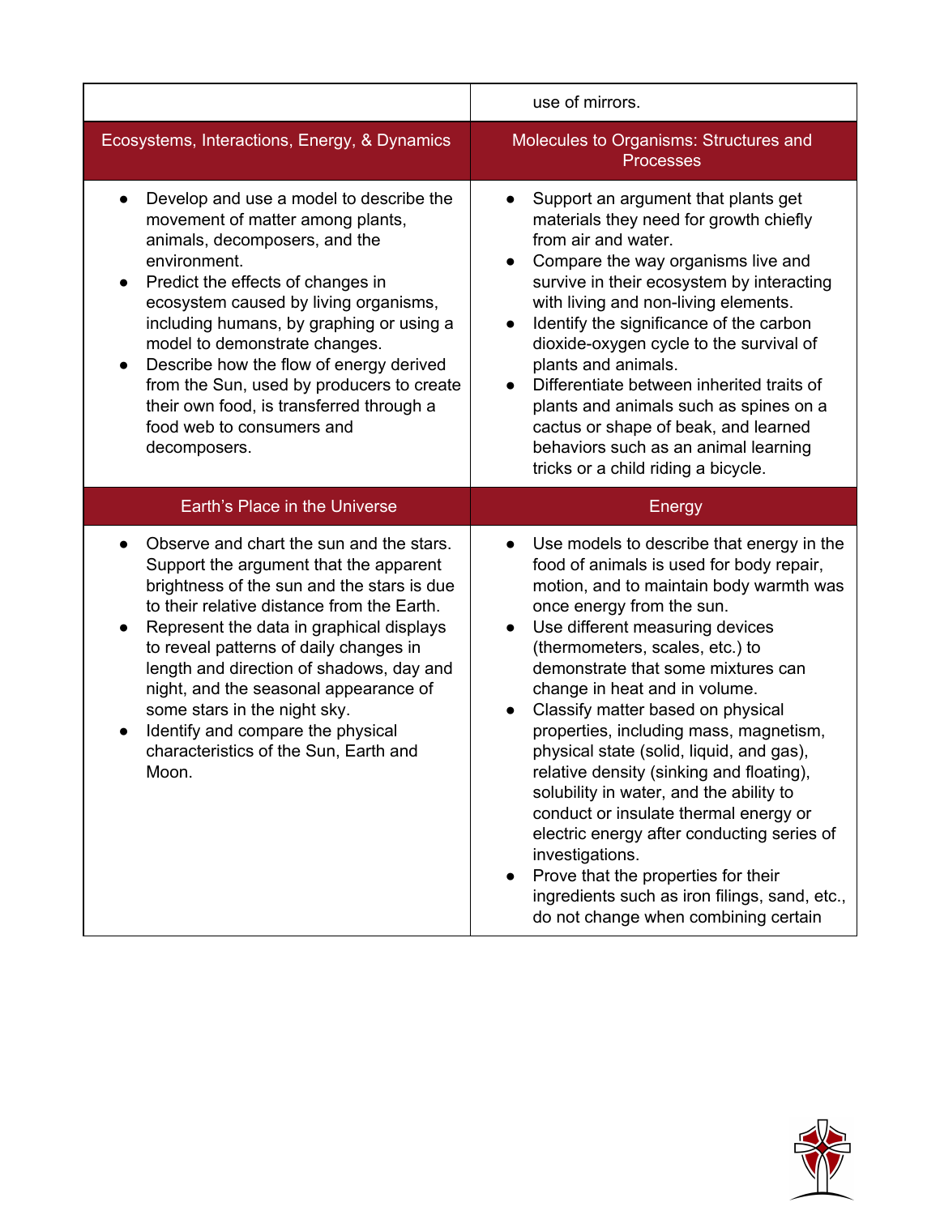| | |
|---|---|
| | use of mirrors. |
| **Ecosystems, Interactions, Energy, & Dynamics** | **Molecules to Organisms: Structures and Processes** |
| • Develop and use a model to describe the movement of matter among plants, animals, decomposers, and the environment.<br>• Predict the effects of changes in ecosystem caused by living organisms, including humans, by graphing or using a model to demonstrate changes.<br>• Describe how the flow of energy derived from the Sun, used by producers to create their own food, is transferred through a food web to consumers and decomposers. | • Support an argument that plants get materials they need for growth chiefly from air and water.<br>• Compare the way organisms live and survive in their ecosystem by interacting with living and non-living elements.<br>• Identify the significance of the carbon dioxide-oxygen cycle to the survival of plants and animals.<br>• Differentiate between inherited traits of plants and animals such as spines on a cactus or shape of beak, and learned behaviors such as an animal learning tricks or a child riding a bicycle. |
| **Earth's Place in the Universe** | **Energy** |
| • Observe and chart the sun and the stars. Support the argument that the apparent brightness of the sun and the stars is due to their relative distance from the Earth.<br>• Represent the data in graphical displays to reveal patterns of daily changes in length and direction of shadows, day and night, and the seasonal appearance of some stars in the night sky.<br>• Identify and compare the physical characteristics of the Sun, Earth and Moon. | • Use models to describe that energy in the food of animals is used for body repair, motion, and to maintain body warmth was once energy from the sun.<br>• Use different measuring devices (thermometers, scales, etc.) to demonstrate that some mixtures can change in heat and in volume.<br>• Classify matter based on physical properties, including mass, magnetism, physical state (solid, liquid, and gas), relative density (sinking and floating), solubility in water, and the ability to conduct or insulate thermal energy or electric energy after conducting series of investigations.<br>• Prove that the properties for their ingredients such as iron filings, sand, etc., do not change when combining certain |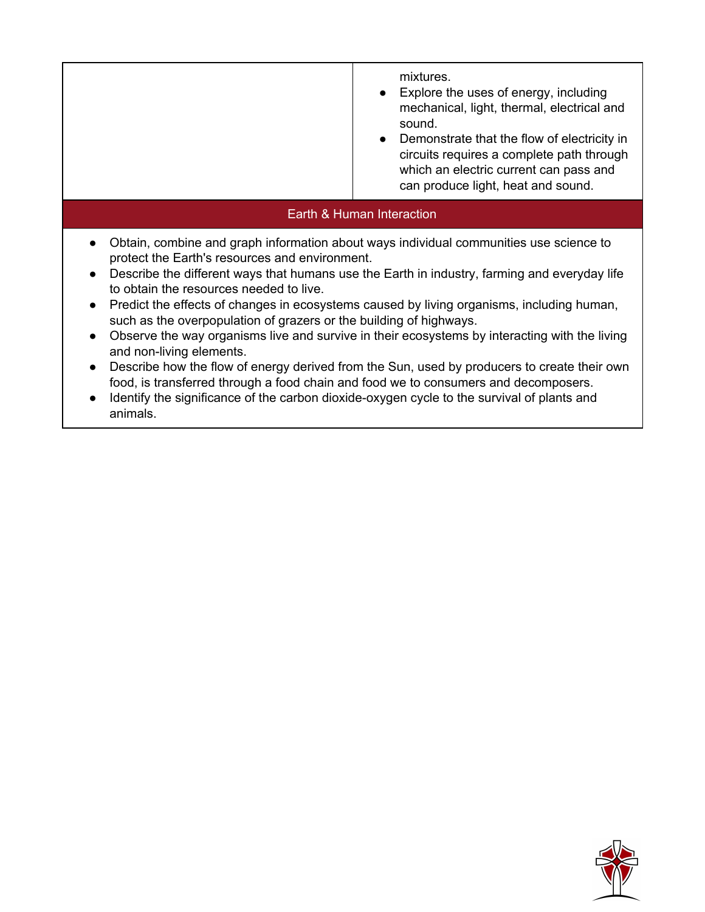| | |
|---|---|
| | mixtures.<br>● Explore the uses of energy, including mechanical, light, thermal, electrical and sound.<br>● Demonstrate that the flow of electricity in circuits requires a complete path through which an electric current can pass and can produce light, heat and sound. |

## Earth & Human Interaction

- Obtain, combine and graph information about ways individual communities use science to protect the Earth's resources and environment.
- Describe the different ways that humans use the Earth in industry, farming and everyday life to obtain the resources needed to live.
- Predict the effects of changes in ecosystems caused by living organisms, including human, such as the overpopulation of grazers or the building of highways.
- Observe the way organisms live and survive in their ecosystems by interacting with the living and non-living elements.
- Describe how the flow of energy derived from the Sun, used by producers to create their own food, is transferred through a food chain and food we to consumers and decomposers.
- Identify the significance of the carbon dioxide-oxygen cycle to the survival of plants and animals.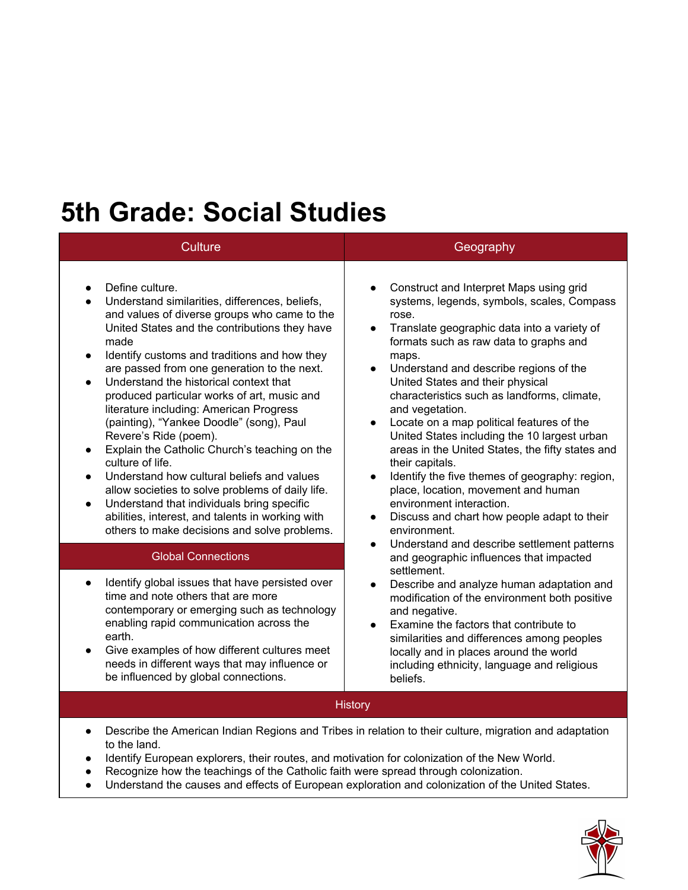# 5th Grade: Social Studies

## Culture

- Define culture.
- Understand similarities, differences, beliefs, and values of diverse groups who came to the United States and the contributions they have made
- Identify customs and traditions and how they are passed from one generation to the next.
- Understand the historical context that produced particular works of art, music and literature including: American Progress (painting), "Yankee Doodle" (song), Paul Revere's Ride (poem).
- Explain the Catholic Church's teaching on the culture of life.
- Understand how cultural beliefs and values allow societies to solve problems of daily life.
- Understand that individuals bring specific abilities, interest, and talents in working with others to make decisions and solve problems.

## Global Connections

- Identify global issues that have persisted over time and note others that are more contemporary or emerging such as technology enabling rapid communication across the earth.
- Give examples of how different cultures meet needs in different ways that may influence or be influenced by global connections.

## Geography

- Construct and Interpret Maps using grid systems, legends, symbols, scales, Compass rose.
- Translate geographic data into a variety of formats such as raw data to graphs and maps.
- Understand and describe regions of the United States and their physical characteristics such as landforms, climate, and vegetation.
- Locate on a map political features of the United States including the 10 largest urban areas in the United States, the fifty states and their capitals.
- Identify the five themes of geography: region, place, location, movement and human environment interaction.
- Discuss and chart how people adapt to their environment.
- Understand and describe settlement patterns and geographic influences that impacted settlement.
- Describe and analyze human adaptation and modification of the environment both positive and negative.
- Examine the factors that contribute to similarities and differences among peoples locally and in places around the world including ethnicity, language and religious beliefs.

## History

- Describe the American Indian Regions and Tribes in relation to their culture, migration and adaptation to the land.
- Identify European explorers, their routes, and motivation for colonization of the New World.
- Recognize how the teachings of the Catholic faith were spread through colonization.
- Understand the causes and effects of European exploration and colonization of the United States.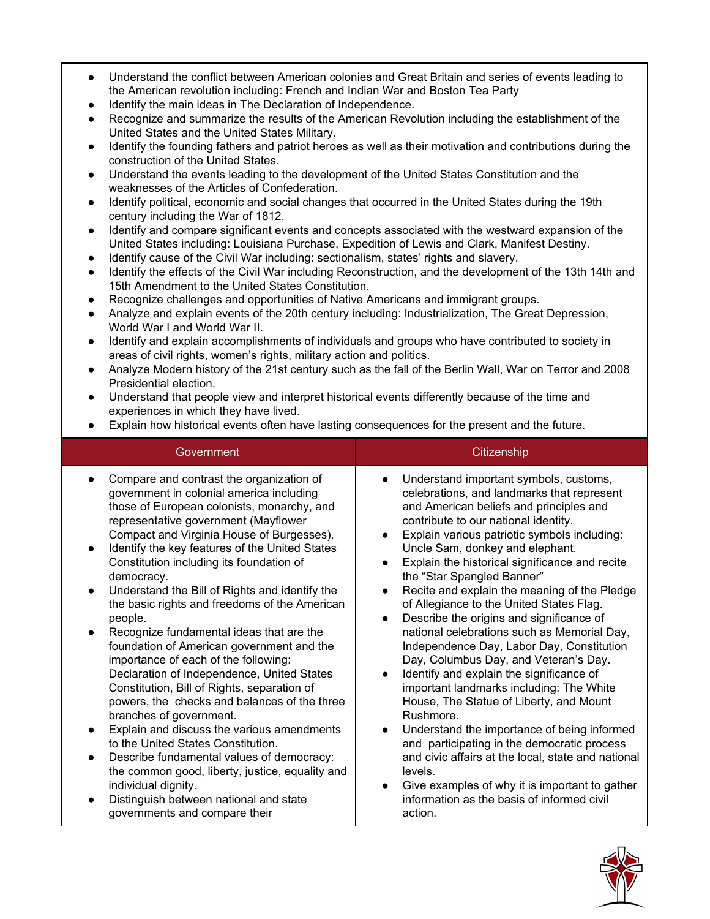- Understand the conflict between American colonies and Great Britain and series of events leading to the American revolution including: French and Indian War and Boston Tea Party
- Identify the main ideas in The Declaration of Independence.
- Recognize and summarize the results of the American Revolution including the establishment of the United States and the United States Military.
- Identify the founding fathers and patriot heroes as well as their motivation and contributions during the construction of the United States.
- Understand the events leading to the development of the United States Constitution and the weaknesses of the Articles of Confederation.
- Identify political, economic and social changes that occurred in the United States during the 19th century including the War of 1812.
- Identify and compare significant events and concepts associated with the westward expansion of the United States including: Louisiana Purchase, Expedition of Lewis and Clark, Manifest Destiny.
- Identify cause of the Civil War including: sectionalism, states' rights and slavery.
- Identify the effects of the Civil War including Reconstruction, and the development of the 13th 14th and 15th Amendment to the United States Constitution.
- Recognize challenges and opportunities of Native Americans and immigrant groups.
- Analyze and explain events of the 20th century including: Industrialization, The Great Depression, World War I and World War II.
- Identify and explain accomplishments of individuals and groups who have contributed to society in areas of civil rights, women's rights, military action and politics.
- Analyze Modern history of the 21st century such as the fall of the Berlin Wall, War on Terror and 2008 Presidential election.
- Understand that people view and interpret historical events differently because of the time and experiences in which they have lived.
- Explain how historical events often have lasting consequences for the present and the future.

| Government | Citizenship |
|---|---|
| • Compare and contrast the organization of government in colonial america including those of European colonists, monarchy, and representative government (Mayflower Compact and Virginia House of Burgesses).<br>• Identify the key features of the United States Constitution including its foundation of democracy.<br>• Understand the Bill of Rights and identify the the basic rights and freedoms of the American people.<br>• Recognize fundamental ideas that are the foundation of American government and the importance of each of the following: Declaration of Independence, United States Constitution, Bill of Rights, separation of powers, the checks and balances of the three branches of government.<br>• Explain and discuss the various amendments to the United States Constitution.<br>• Describe fundamental values of democracy: the common good, liberty, justice, equality and individual dignity.<br>• Distinguish between national and state governments and compare their | • Understand important symbols, customs, celebrations, and landmarks that represent and American beliefs and principles and contribute to our national identity.<br>• Explain various patriotic symbols including: Uncle Sam, donkey and elephant.<br>• Explain the historical significance and recite the "Star Spangled Banner"<br>• Recite and explain the meaning of the Pledge of Allegiance to the United States Flag.<br>• Describe the origins and significance of national celebrations such as Memorial Day, Independence Day, Labor Day, Constitution Day, Columbus Day, and Veteran's Day.<br>• Identify and explain the significance of important landmarks including: The White House, The Statue of Liberty, and Mount Rushmore.<br>• Understand the importance of being informed and participating in the democratic process and civic affairs at the local, state and national levels.<br>• Give examples of why it is important to gather information as the basis of informed civil action. |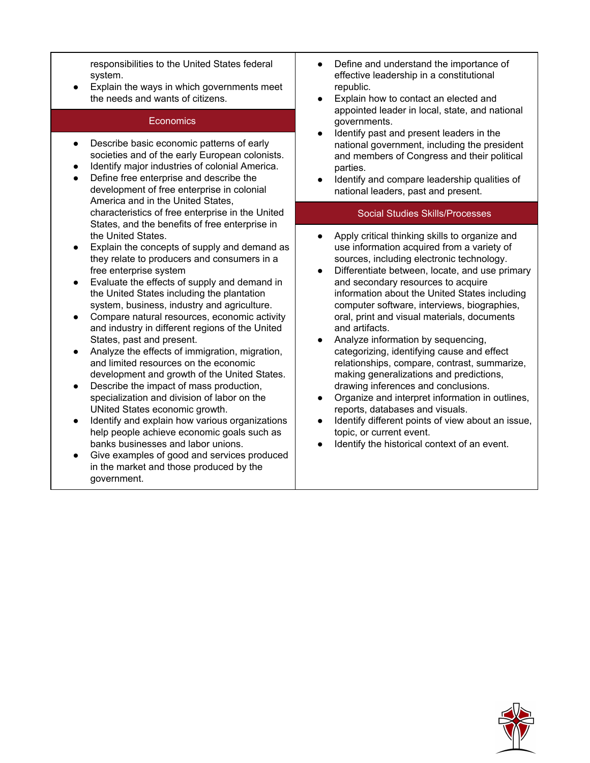responsibilities to the United States federal system.

- Explain the ways in which governments meet the needs and wants of citizens.

## Economics

- Describe basic economic patterns of early societies and of the early European colonists.
- Identify major industries of colonial America.
- Define free enterprise and describe the development of free enterprise in colonial America and in the United States, characteristics of free enterprise in the United States, and the benefits of free enterprise in the United States.
- Explain the concepts of supply and demand as they relate to producers and consumers in a free enterprise system
- Evaluate the effects of supply and demand in the United States including the plantation system, business, industry and agriculture.
- Compare natural resources, economic activity and industry in different regions of the United States, past and present.
- Analyze the effects of immigration, migration, and limited resources on the economic development and growth of the United States.
- Describe the impact of mass production, specialization and division of labor on the UNited States economic growth.
- Identify and explain how various organizations help people achieve economic goals such as banks businesses and labor unions.
- Give examples of good and services produced in the market and those produced by the government.

<!-- column break -->

- Define and understand the importance of effective leadership in a constitutional republic.
- Explain how to contact an elected and appointed leader in local, state, and national governments.
- Identify past and present leaders in the national government, including the president and members of Congress and their political parties.
- Identify and compare leadership qualities of national leaders, past and present.

## Social Studies Skills/Processes

- Apply critical thinking skills to organize and use information acquired from a variety of sources, including electronic technology.
- Differentiate between, locate, and use primary and secondary resources to acquire information about the United States including computer software, interviews, biographies, oral, print and visual materials, documents and artifacts.
- Analyze information by sequencing, categorizing, identifying cause and effect relationships, compare, contrast, summarize, making generalizations and predictions, drawing inferences and conclusions.
- Organize and interpret information in outlines, reports, databases and visuals.
- Identify different points of view about an issue, topic, or current event.
- Identify the historical context of an event.